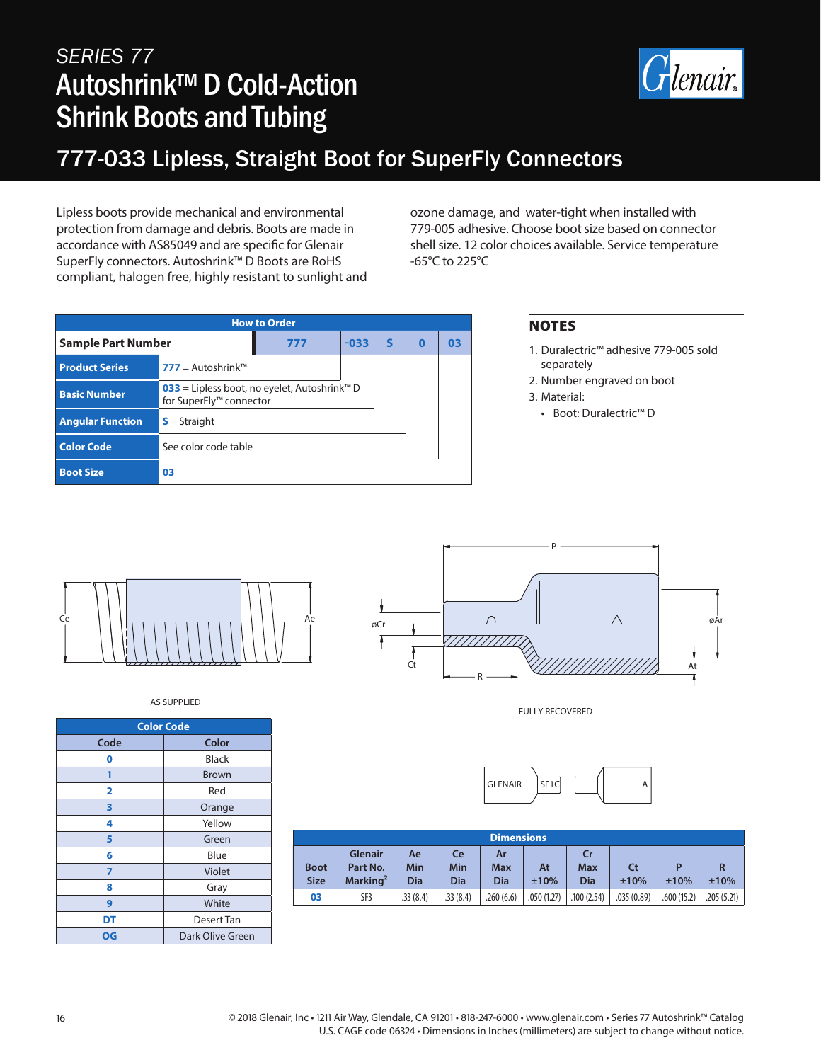# SERIES 77

# Autoshrink™ D Cold-Action Shrink Boots and Tubing

## 777-033 Lipless, Straight Boot for SuperFly Connectors

Lipless boots provide mechanical and environmental protection from damage and debris. Boots are made in accordance with AS85049 and are specific for Glenair SuperFly connectors. Autoshrink™ D Boots are RoHS compliant, halogen free, highly resistant to sunlight and ozone damage, and water-tight when installed with 779-005 adhesive. Choose boot size based on connector shell size. 12 color choices available. Service temperature -65°C to 225°C

| How to Order | | | | | | |
|---|---|---|---|---|---|---|
| **Sample Part Number** | | 777 | -033 | S | 0 | 03 |
| **Product Series** | 777 = Autoshrink™ | | | | | |
| **Basic Number** | 033 = Lipless boot, no eyelet, Autoshrink™ D for SuperFly™ connector | | | | | |
| **Angular Function** | S = Straight | | | | | |
| **Color Code** | See color code table | | | | | |
| **Boot Size** | 03 | | | | | |

### NOTES

1. Duralectric™ adhesive 779-005 sold separately
2. Number engraved on boot
3. Material:
   - Boot: Duralectric™ D

AS SUPPLIED

FULLY RECOVERED

| Color Code | |
|---|---|
| **Code** | **Color** |
| 0 | Black |
| 1 | Brown |
| 2 | Red |
| 3 | Orange |
| 4 | Yellow |
| 5 | Green |
| 6 | Blue |
| 7 | Violet |
| 8 | Gray |
| 9 | White |
| DT | Desert Tan |
| OG | Dark Olive Green |

| Dimensions | | | | | | | | | |
|---|---|---|---|---|---|---|---|---|---|
| Boot Size | Glenair Part No. Marking[2] | Ae Min Dia | Ce Min Dia | Ar Max Dia | At ±10% | Cr Max Dia | Ct ±10% | P ±10% | R ±10% |
| 03 | SF3 | .33 (8.4) | .33 (8.4) | .260 (6.6) | .050 (1.27) | .100 (2.54) | .035 (0.89) | .600 (15.2) | .205 (5.21) |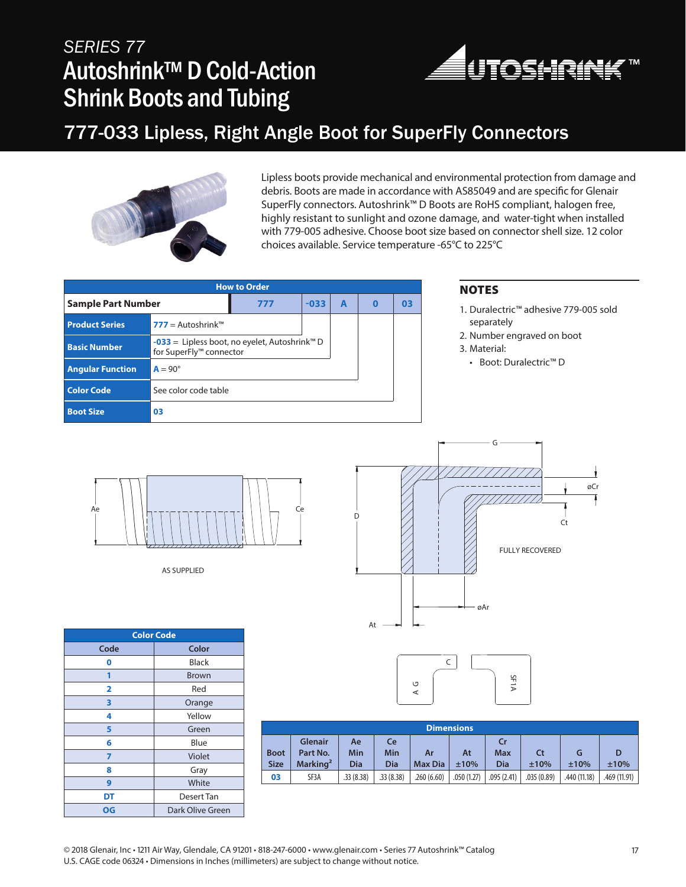SERIES 77

# Autoshrink™ D Cold-Action Shrink Boots and Tubing

## 777-033 Lipless, Right Angle Boot for SuperFly Connectors

Lipless boots provide mechanical and environmental protection from damage and debris. Boots are made in accordance with AS85049 and are specific for Glenair SuperFly connectors. Autoshrink™ D Boots are RoHS compliant, halogen free, highly resistant to sunlight and ozone damage, and water-tight when installed with 779-005 adhesive. Choose boot size based on connector shell size. 12 color choices available. Service temperature -65°C to 225°C

| How to Order | | | | | | |
|---|---|---|---|---|---|---|
| **Sample Part Number** | | **777** | **-033** | **A** | **0** | **03** |
| **Product Series** | **777** = Autoshrink™ | | | | | |
| **Basic Number** | **-033** = Lipless boot, no eyelet, Autoshrink™ D for SuperFly™ connector | | | | | |
| **Angular Function** | **A** = 90° | | | | | |
| **Color Code** | See color code table | | | | | |
| **Boot Size** | **03** | | | | | |

### NOTES

1. Duralectric™ adhesive 779-005 sold separately
2. Number engraved on boot
3. Material:
   - Boot: Duralectric™ D

Ae
Ce
AS SUPPLIED

G
øCr
Ct
D
FULLY RECOVERED
øAr
At

C
A G
SF1A

| Color Code | |
|---|---|
| **Code** | **Color** |
| **0** | Black |
| **1** | Brown |
| **2** | Red |
| **3** | Orange |
| **4** | Yellow |
| **5** | Green |
| **6** | Blue |
| **7** | Violet |
| **8** | Gray |
| **9** | White |
| **DT** | Desert Tan |
| **OG** | Dark Olive Green |

| Dimensions | | | | | | | | | |
|---|---|---|---|---|---|---|---|---|---|
| Boot Size | Glenair Part No. Marking[2] | Ae Min Dia | Ce Min Dia | Ar Max Dia | At ±10% | Cr Max Dia | Ct ±10% | G ±10% | D ±10% |
| **03** | SF3A | .33 (8.38) | .33 (8.38) | .260 (6.60) | .050 (1.27) | .095 (2.41) | .035 (0.89) | .440 (11.18) | .469 (11.91) |

© 2018 Glenair, Inc • 1211 Air Way, Glendale, CA 91201 • 818-247-6000 • www.glenair.com • Series 77 Autoshrink™ Catalog
U.S. CAGE code 06324 • Dimensions in Inches (millimeters) are subject to change without notice.